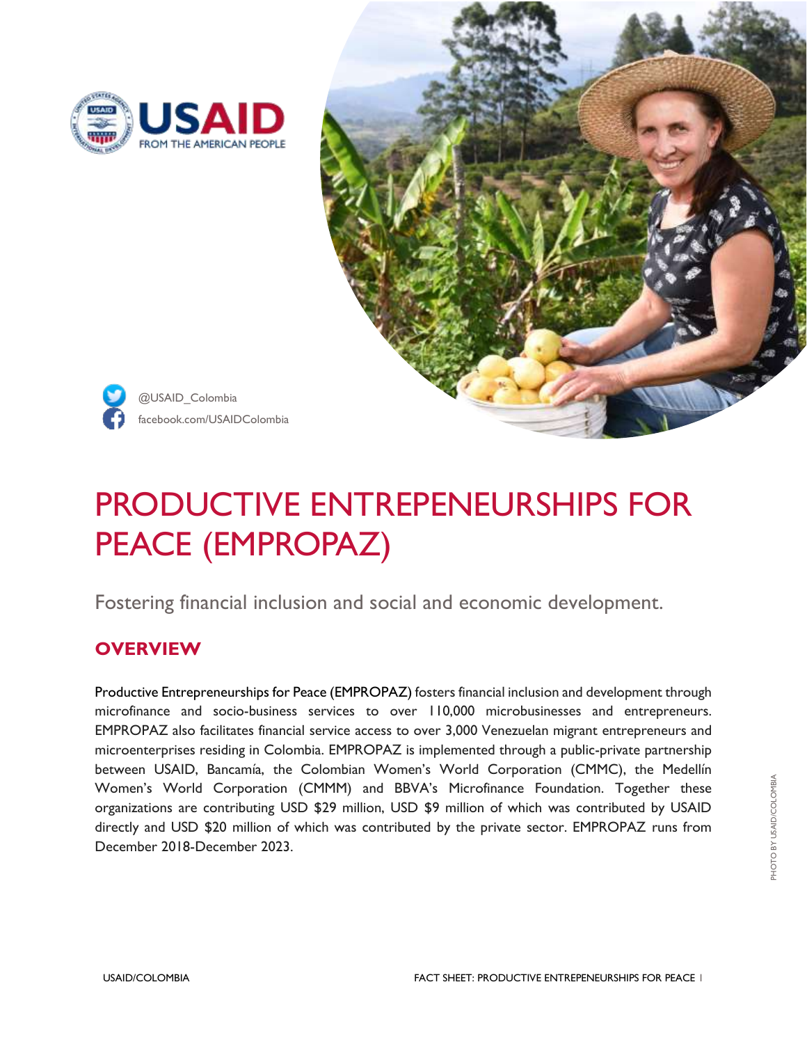@USAID_Colombia

facebook.com/USAIDColombia

# PRODUCTIVE ENTREPENEURSHIPS FOR PEACE (EMPROPAZ)

Fostering financial inclusion and social and economic development.

## OVERVIEW

Productive Entrepreneurships for Peace (EMPROPAZ) fosters financial inclusion and development through microfinance and socio-business services to over 110,000 microbusinesses and entrepreneurs. EMPROPAZ also facilitates financial service access to over 3,000 Venezuelan migrant entrepreneurs and microenterprises residing in Colombia. EMPROPAZ is implemented through a public-private partnership between USAID, Bancamía, the Colombian Women's World Corporation (CMMC), the Medellín Women's World Corporation (CMMM) and BBVA's Microfinance Foundation. Together these organizations are contributing USD $29 million, USD $9 million of which was contributed by USAID directly and USD $20 million of which was contributed by the private sector. EMPROPAZ runs from December 2018-December 2023.

PHOTO BY USAID/COLOMBIA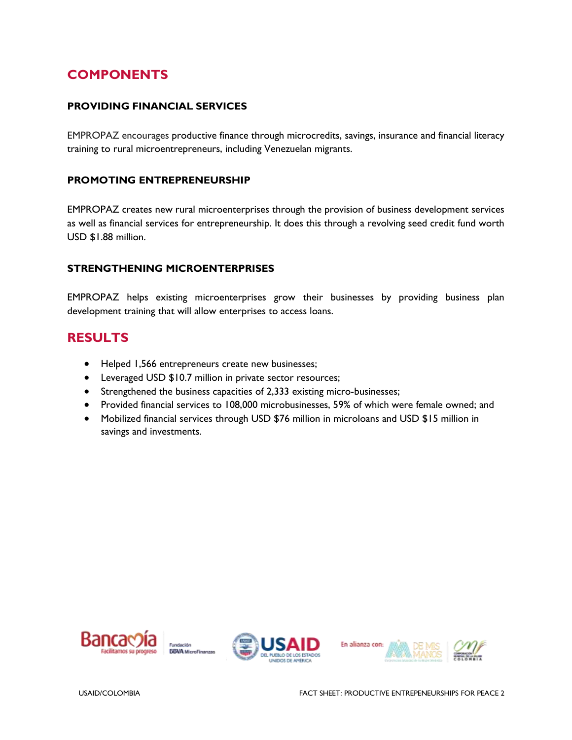## COMPONENTS

### PROVIDING FINANCIAL SERVICES

EMPROPAZ encourages productive finance through microcredits, savings, insurance and financial literacy training to rural microentrepreneurs, including Venezuelan migrants.

### PROMOTING ENTREPRENEURSHIP

EMPROPAZ creates new rural microenterprises through the provision of business development services as well as financial services for entrepreneurship. It does this through a revolving seed credit fund worth USD $1.88 million.

### STRENGTHENING MICROENTERPRISES

EMPROPAZ helps existing microenterprises grow their businesses by providing business plan development training that will allow enterprises to access loans.

## RESULTS

- Helped 1,566 entrepreneurs create new businesses;
- Leveraged USD $10.7 million in private sector resources;
- Strengthened the business capacities of 2,333 existing micro-businesses;
- Provided financial services to 108,000 microbusinesses, 59% of which were female owned; and
- Mobilized financial services through USD $76 million in microloans and USD $15 million in savings and investments.

Bancamía Facilitamos su progreso | Fundación BBVA MicroFinanzas | USAID DEL PUEBLO DE LOS ESTADOS UNIDOS DE AMÉRICA | En alianza con: DE MIS MANOS | CMM COLOMBIA